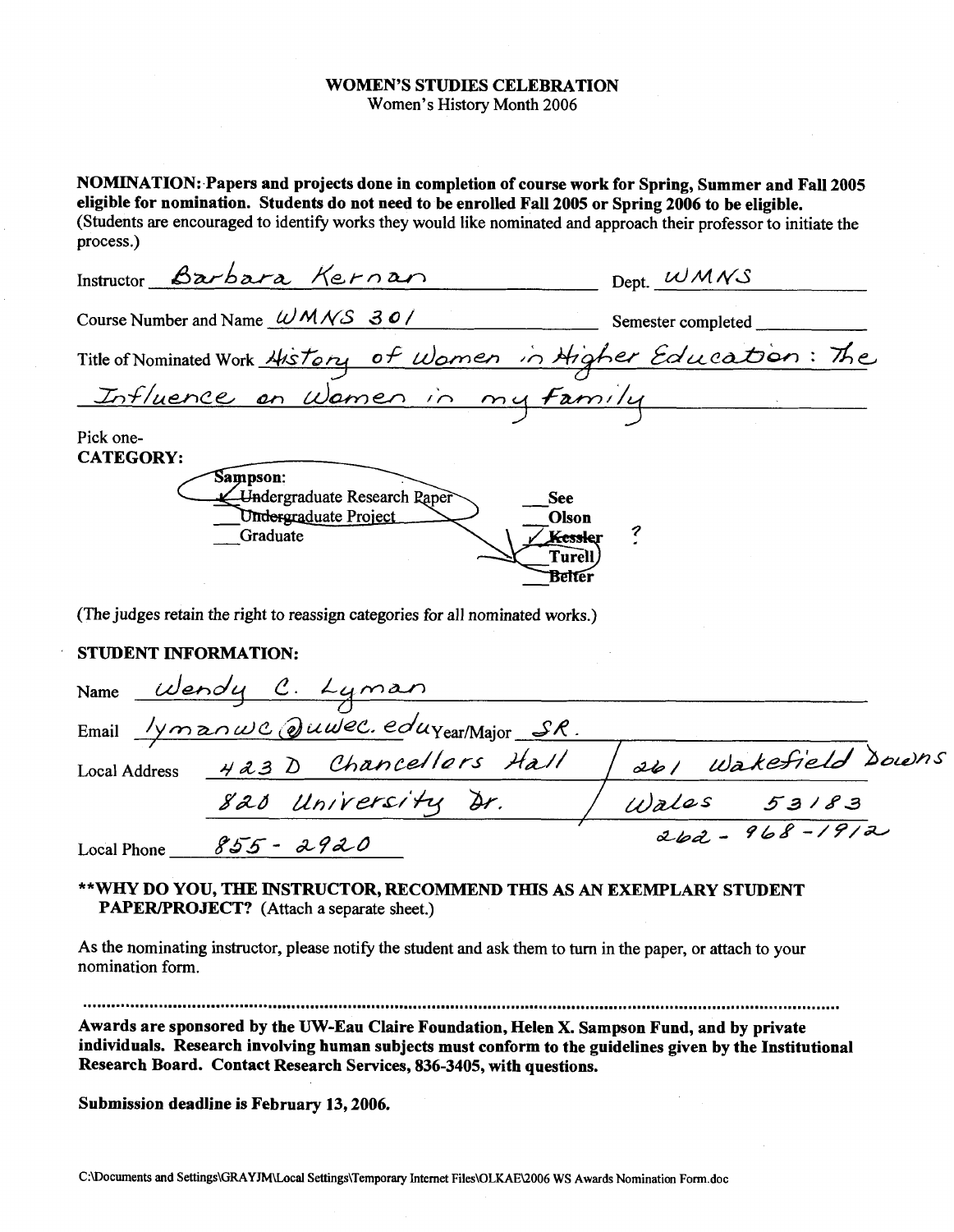**WOMEN'S STUDIES CELEBRATION**
Women's History Month 2006

**NOMINATION: Papers and projects done in completion of course work for Spring, Summer and Fall 2005 eligible for nomination. Students do not need to be enrolled Fall 2005 or Spring 2006 to be eligible.**
(Students are encouraged to identify works they would like nominated and approach their professor to initiate the process.)

Instructor: Barbara Kernan — Dept. WMNS

Course Number and Name: WMNS 301 — Semester completed: ________

Title of Nominated Work: History of Women in Higher Education: The Influence on Women in my Family

Pick one-
**CATEGORY:**

**Sampson:**
- ✓ Undergraduate Research Paper
- ___ Undergraduate Project
- ___ Graduate

- ___ **See**
- ___ **Olson**
- ✓ **Kessler** ?
- ___ **Turell**
- ___ **Belter**

(The judges retain the right to reassign categories for all nominated works.)

**STUDENT INFORMATION:**

Name: Wendy C. Lyman

Email: lymanwc@uwec.edu — Year/Major: SR.

Local Address: 423 D Chancellors Hall, 820 University Dr. / 261 Wakefield Downs, Wales 53183, 262-968-1912

Local Phone: 855-2920

**\*\*WHY DO YOU, THE INSTRUCTOR, RECOMMEND THIS AS AN EXEMPLARY STUDENT PAPER/PROJECT?** (Attach a separate sheet.)

As the nominating instructor, please notify the student and ask them to turn in the paper, or attach to your nomination form.

**Awards are sponsored by the UW-Eau Claire Foundation, Helen X. Sampson Fund, and by private individuals. Research involving human subjects must conform to the guidelines given by the Institutional Research Board. Contact Research Services, 836-3405, with questions.**

**Submission deadline is February 13, 2006.**

C:\Documents and Settings\GRAYJM\Local Settings\Temporary Internet Files\OLKAE\2006 WS Awards Nomination Form.doc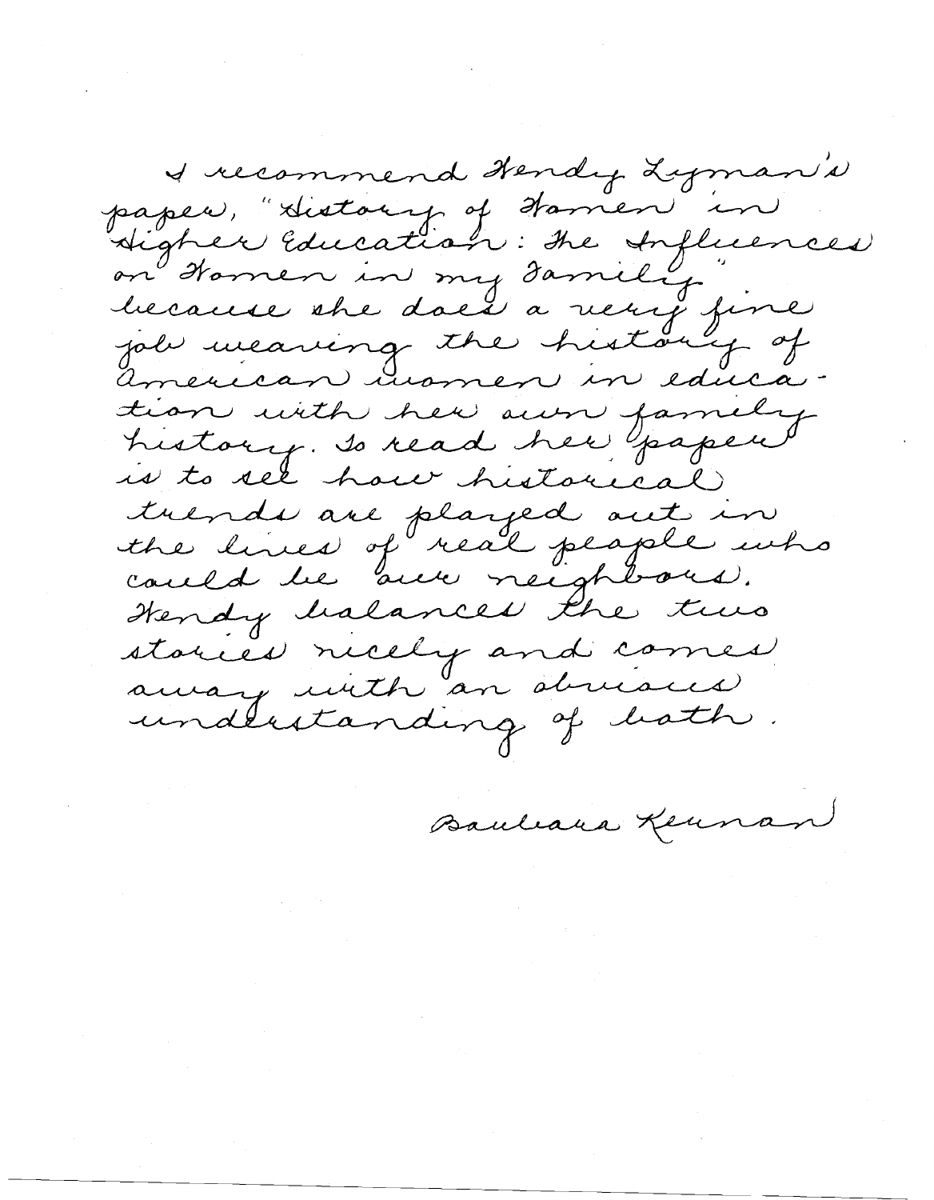I recommend Wendy Lyman's paper, "History of Women in Higher Education: The Influences on Women in my Family" because she does a very fine job weaving the history of American women in education with her own family history. To read her paper is to see how historical trends are played out in the lives of real people who could be our neighbors. Wendy balances the two stories nicely and comes away with an obvious understanding of both.

Barbara Keenan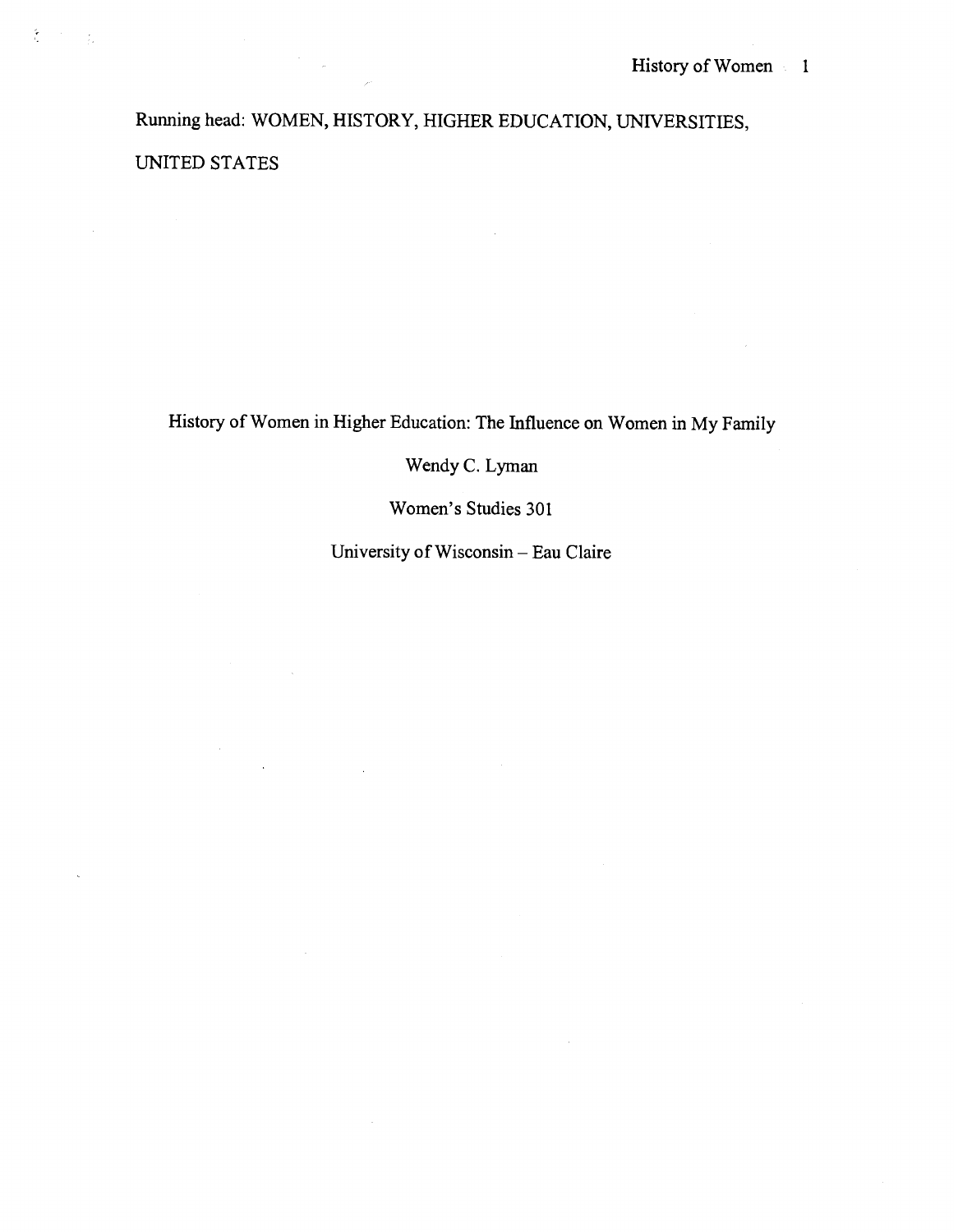Running head: WOMEN, HISTORY, HIGHER EDUCATION, UNIVERSITIES, UNITED STATES

# History of Women in Higher Education: The Influence on Women in My Family

Wendy C. Lyman

Women's Studies 301

University of Wisconsin – Eau Claire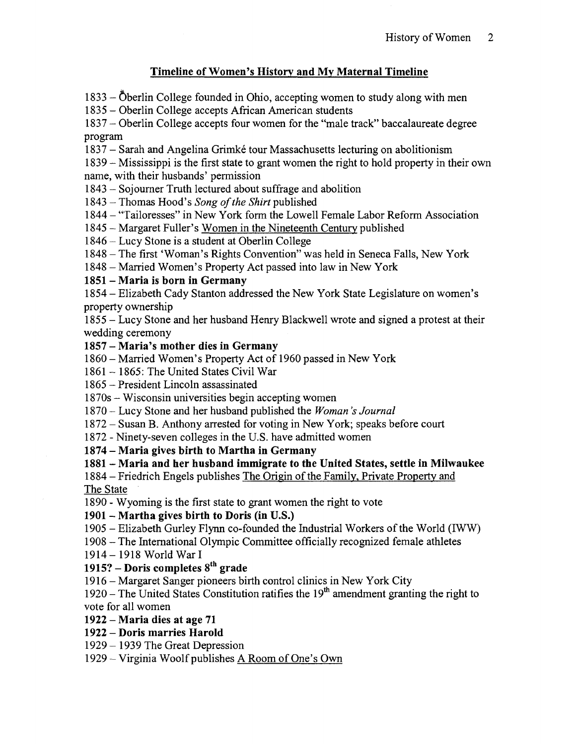## Timeline of Women's History and My Maternal Timeline

1833 – Oberlin College founded in Ohio, accepting women to study along with men

1835 – Oberlin College accepts African American students

1837 – Oberlin College accepts four women for the "male track" baccalaureate degree program

1837 – Sarah and Angelina Grimké tour Massachusetts lecturing on abolitionism

1839 – Mississippi is the first state to grant women the right to hold property in their own name, with their husbands' permission

1843 – Sojourner Truth lectured about suffrage and abolition

1843 – Thomas Hood's *Song of the Shirt* published

1844 – "Tailoresses" in New York form the Lowell Female Labor Reform Association

1845 – Margaret Fuller's <u>Women in the Nineteenth Century</u> published

1846 – Lucy Stone is a student at Oberlin College

1848 – The first 'Woman's Rights Convention" was held in Seneca Falls, New York

1848 – Married Women's Property Act passed into law in New York

**1851 – Maria is born in Germany**

1854 – Elizabeth Cady Stanton addressed the New York State Legislature on women's property ownership

1855 – Lucy Stone and her husband Henry Blackwell wrote and signed a protest at their wedding ceremony

**1857 – Maria's mother dies in Germany**

1860 – Married Women's Property Act of 1960 passed in New York

1861 – 1865: The United States Civil War

1865 – President Lincoln assassinated

1870s – Wisconsin universities begin accepting women

1870 – Lucy Stone and her husband published the *Woman's Journal*

1872 – Susan B. Anthony arrested for voting in New York; speaks before court

1872 - Ninety-seven colleges in the U.S. have admitted women

**1874 – Maria gives birth to Martha in Germany**

**1881 – Maria and her husband immigrate to the United States, settle in Milwaukee**

1884 – Friedrich Engels publishes <u>The Origin of the Family, Private Property and The State</u>

1890 - Wyoming is the first state to grant women the right to vote

**1901 – Martha gives birth to Doris (in U.S.)**

1905 – Elizabeth Gurley Flynn co-founded the Industrial Workers of the World (IWW)

1908 – The International Olympic Committee officially recognized female athletes

1914 – 1918 World War I

**1915? – Doris completes 8th grade**

1916 – Margaret Sanger pioneers birth control clinics in New York City

1920 – The United States Constitution ratifies the 19th amendment granting the right to vote for all women

**1922 – Maria dies at age 71**

**1922 – Doris marries Harold**

1929 – 1939 The Great Depression

1929 – Virginia Woolf publishes <u>A Room of One's Own</u>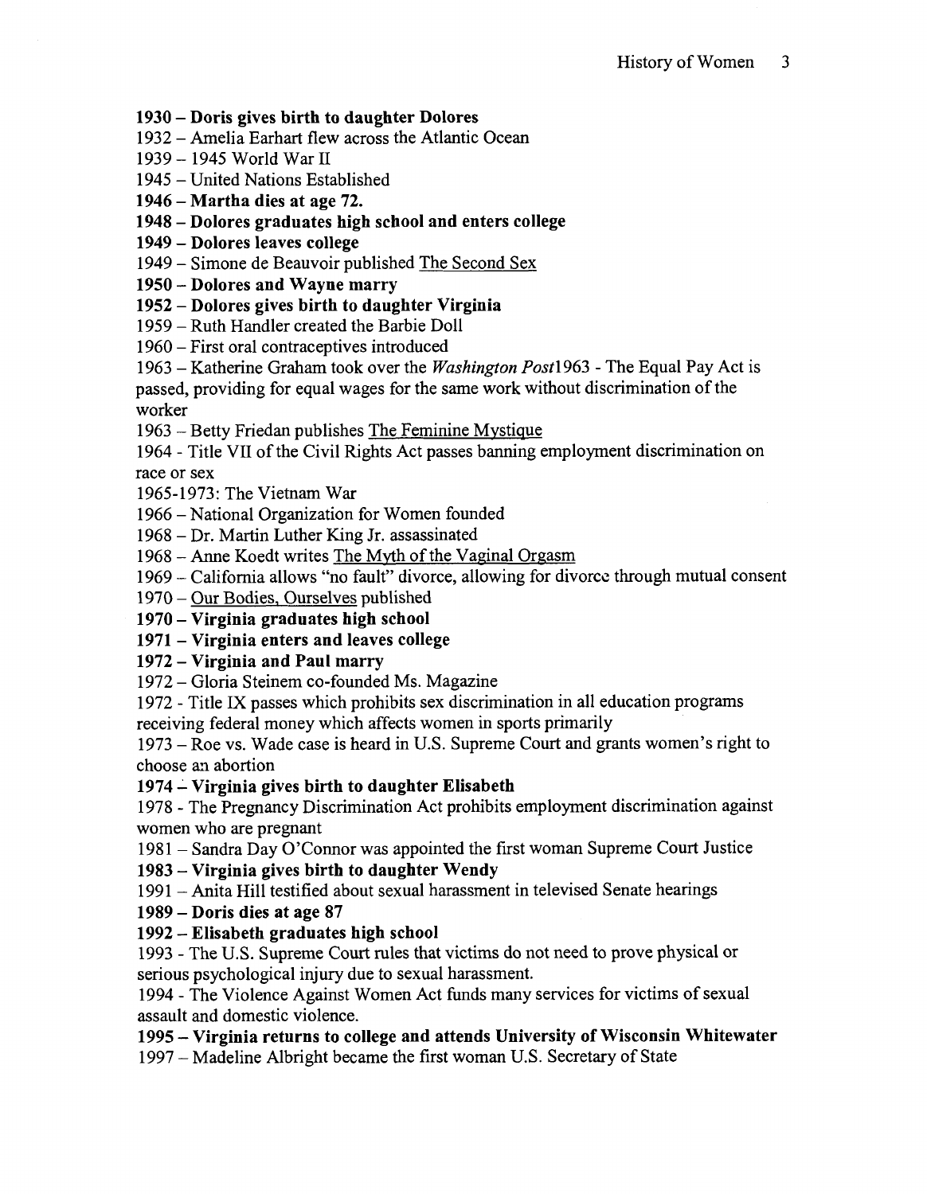**1930 – Doris gives birth to daughter Dolores**
1932 – Amelia Earhart flew across the Atlantic Ocean
1939 – 1945 World War II
1945 – United Nations Established
**1946 – Martha dies at age 72.**
**1948 – Dolores graduates high school and enters college**
**1949 – Dolores leaves college**
1949 – Simone de Beauvoir published The Second Sex
**1950 – Dolores and Wayne marry**
**1952 – Dolores gives birth to daughter Virginia**
1959 – Ruth Handler created the Barbie Doll
1960 – First oral contraceptives introduced
1963 – Katherine Graham took over the *Washington Post*1963 - The Equal Pay Act is passed, providing for equal wages for the same work without discrimination of the worker
1963 – Betty Friedan publishes The Feminine Mystique
1964 - Title VII of the Civil Rights Act passes banning employment discrimination on race or sex
1965-1973: The Vietnam War
1966 – National Organization for Women founded
1968 – Dr. Martin Luther King Jr. assassinated
1968 – Anne Koedt writes The Myth of the Vaginal Orgasm
1969 – California allows "no fault" divorce, allowing for divorce through mutual consent
1970 – Our Bodies, Ourselves published
**1970 – Virginia graduates high school**
**1971 – Virginia enters and leaves college**
**1972 – Virginia and Paul marry**
1972 – Gloria Steinem co-founded Ms. Magazine
1972 - Title IX passes which prohibits sex discrimination in all education programs receiving federal money which affects women in sports primarily
1973 – Roe vs. Wade case is heard in U.S. Supreme Court and grants women's right to choose an abortion
**1974 – Virginia gives birth to daughter Elisabeth**
1978 - The Pregnancy Discrimination Act prohibits employment discrimination against women who are pregnant
1981 – Sandra Day O'Connor was appointed the first woman Supreme Court Justice
**1983 – Virginia gives birth to daughter Wendy**
1991 – Anita Hill testified about sexual harassment in televised Senate hearings
**1989 – Doris dies at age 87**
**1992 – Elisabeth graduates high school**
1993 - The U.S. Supreme Court rules that victims do not need to prove physical or serious psychological injury due to sexual harassment.
1994 - The Violence Against Women Act funds many services for victims of sexual assault and domestic violence.
**1995 – Virginia returns to college and attends University of Wisconsin Whitewater**
1997 – Madeline Albright became the first woman U.S. Secretary of State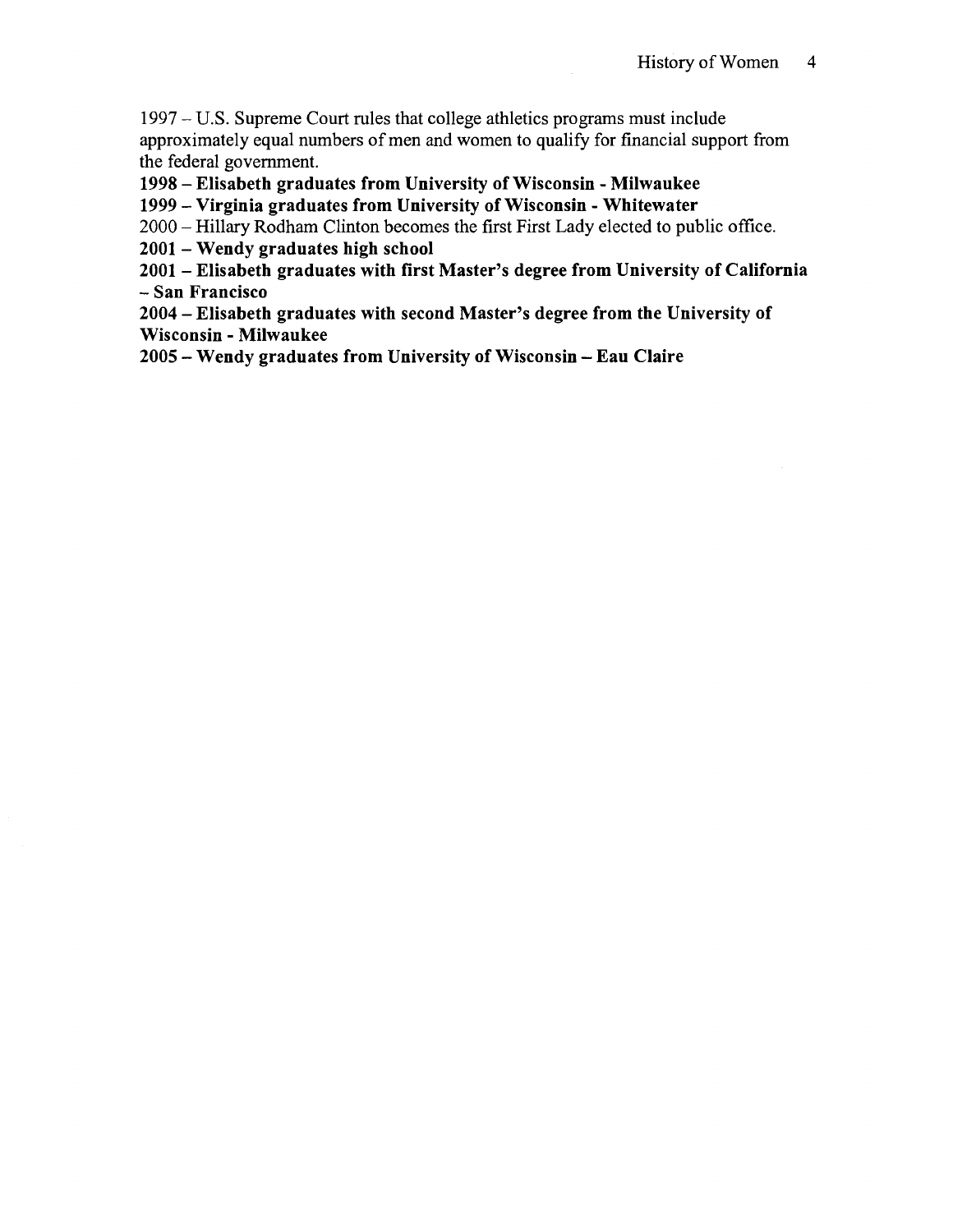1997 – U.S. Supreme Court rules that college athletics programs must include approximately equal numbers of men and women to qualify for financial support from the federal government.

**1998 – Elisabeth graduates from University of Wisconsin - Milwaukee**

**1999 – Virginia graduates from University of Wisconsin - Whitewater**

2000 – Hillary Rodham Clinton becomes the first First Lady elected to public office.

**2001 – Wendy graduates high school**

**2001 – Elisabeth graduates with first Master's degree from University of California – San Francisco**

**2004 – Elisabeth graduates with second Master's degree from the University of Wisconsin - Milwaukee**

**2005 – Wendy graduates from University of Wisconsin – Eau Claire**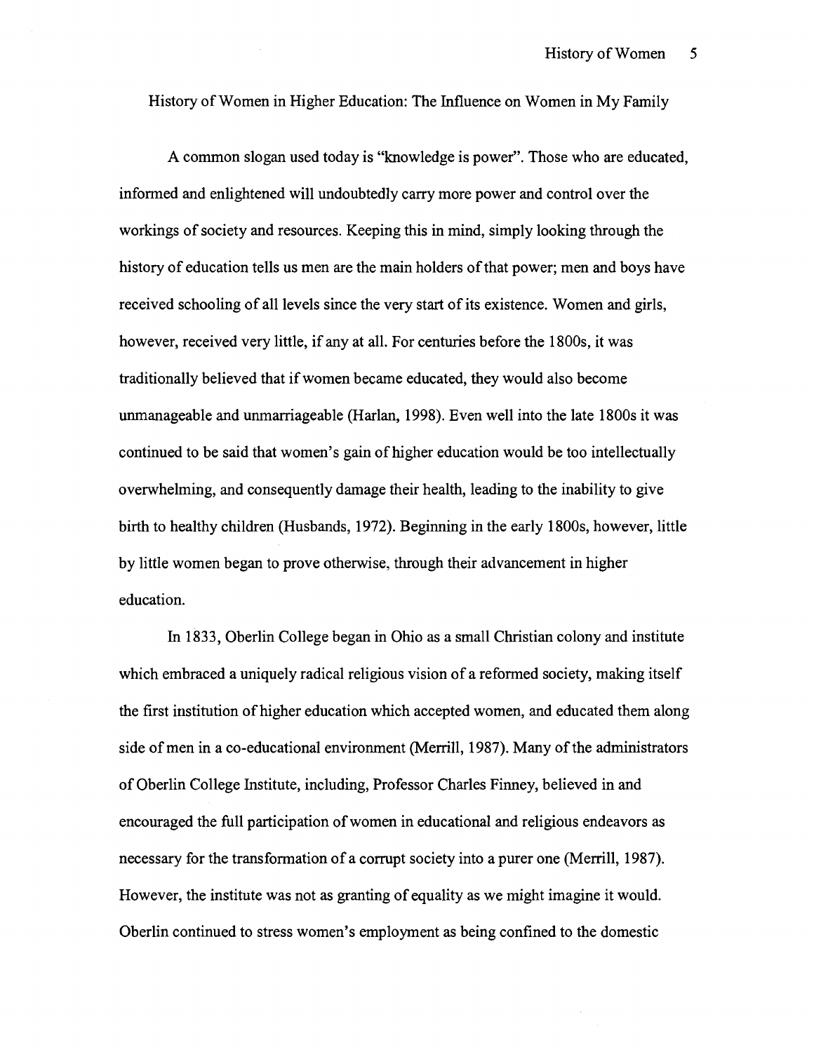# History of Women in Higher Education: The Influence on Women in My Family

A common slogan used today is "knowledge is power". Those who are educated, informed and enlightened will undoubtedly carry more power and control over the workings of society and resources. Keeping this in mind, simply looking through the history of education tells us men are the main holders of that power; men and boys have received schooling of all levels since the very start of its existence. Women and girls, however, received very little, if any at all. For centuries before the 1800s, it was traditionally believed that if women became educated, they would also become unmanageable and unmarriageable (Harlan, 1998). Even well into the late 1800s it was continued to be said that women's gain of higher education would be too intellectually overwhelming, and consequently damage their health, leading to the inability to give birth to healthy children (Husbands, 1972). Beginning in the early 1800s, however, little by little women began to prove otherwise, through their advancement in higher education.

In 1833, Oberlin College began in Ohio as a small Christian colony and institute which embraced a uniquely radical religious vision of a reformed society, making itself the first institution of higher education which accepted women, and educated them along side of men in a co-educational environment (Merrill, 1987). Many of the administrators of Oberlin College Institute, including, Professor Charles Finney, believed in and encouraged the full participation of women in educational and religious endeavors as necessary for the transformation of a corrupt society into a purer one (Merrill, 1987). However, the institute was not as granting of equality as we might imagine it would. Oberlin continued to stress women's employment as being confined to the domestic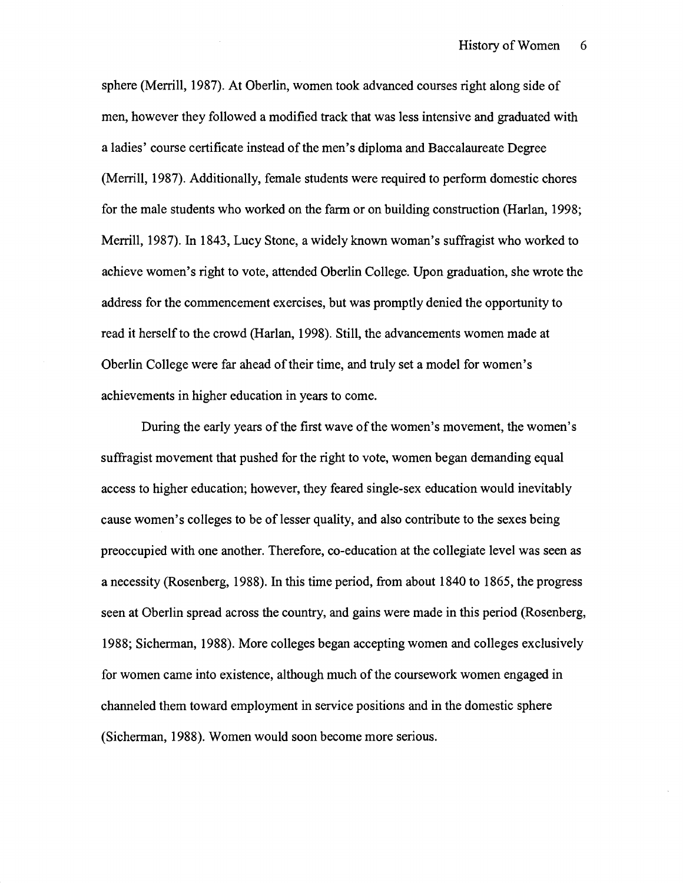sphere (Merrill, 1987). At Oberlin, women took advanced courses right along side of men, however they followed a modified track that was less intensive and graduated with a ladies' course certificate instead of the men's diploma and Baccalaureate Degree (Merrill, 1987). Additionally, female students were required to perform domestic chores for the male students who worked on the farm or on building construction (Harlan, 1998; Merrill, 1987). In 1843, Lucy Stone, a widely known woman's suffragist who worked to achieve women's right to vote, attended Oberlin College. Upon graduation, she wrote the address for the commencement exercises, but was promptly denied the opportunity to read it herself to the crowd (Harlan, 1998). Still, the advancements women made at Oberlin College were far ahead of their time, and truly set a model for women's achievements in higher education in years to come.

During the early years of the first wave of the women's movement, the women's suffragist movement that pushed for the right to vote, women began demanding equal access to higher education; however, they feared single-sex education would inevitably cause women's colleges to be of lesser quality, and also contribute to the sexes being preoccupied with one another. Therefore, co-education at the collegiate level was seen as a necessity (Rosenberg, 1988). In this time period, from about 1840 to 1865, the progress seen at Oberlin spread across the country, and gains were made in this period (Rosenberg, 1988; Sicherman, 1988). More colleges began accepting women and colleges exclusively for women came into existence, although much of the coursework women engaged in channeled them toward employment in service positions and in the domestic sphere (Sicherman, 1988). Women would soon become more serious.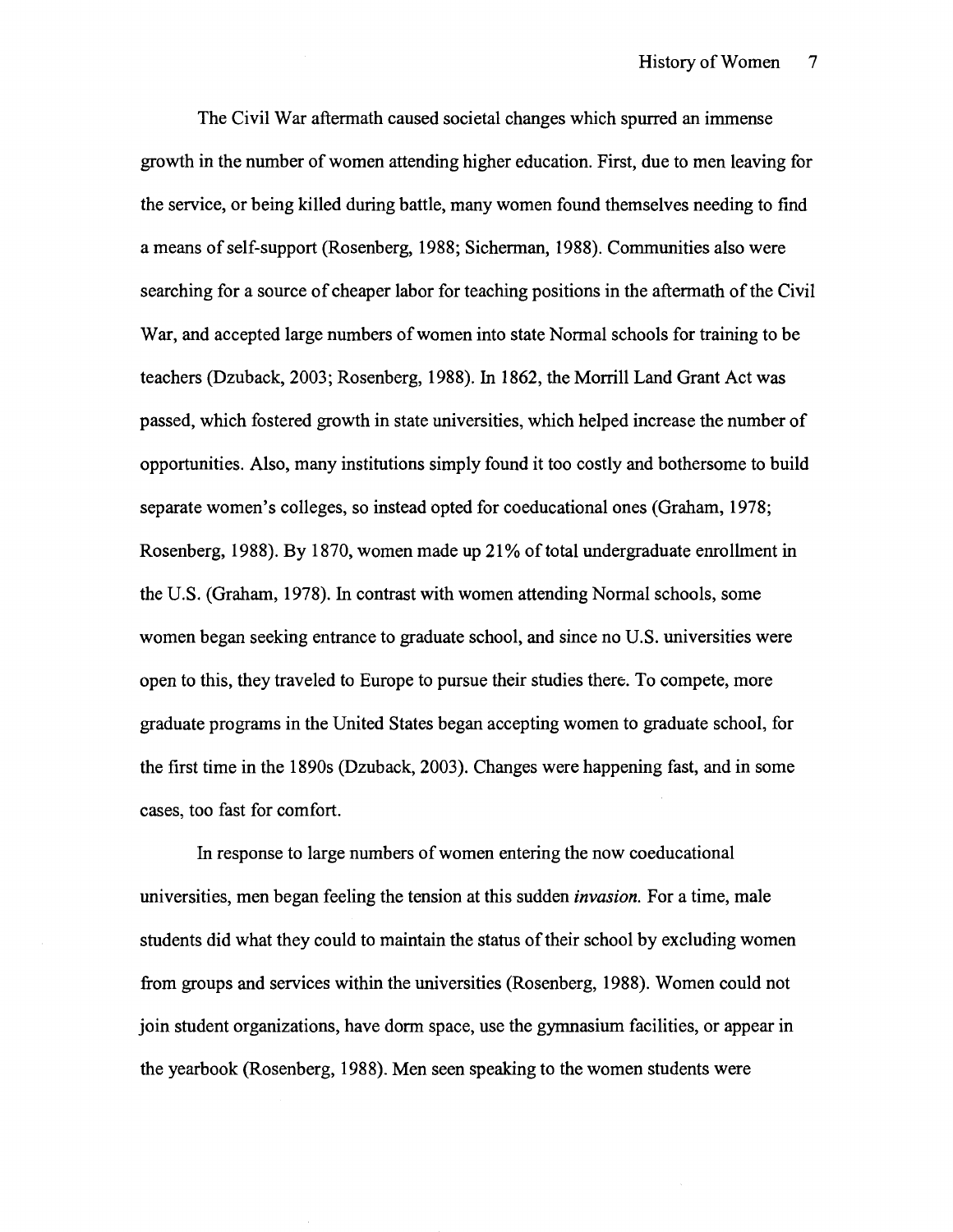The Civil War aftermath caused societal changes which spurred an immense growth in the number of women attending higher education. First, due to men leaving for the service, or being killed during battle, many women found themselves needing to find a means of self-support (Rosenberg, 1988; Sicherman, 1988). Communities also were searching for a source of cheaper labor for teaching positions in the aftermath of the Civil War, and accepted large numbers of women into state Normal schools for training to be teachers (Dzuback, 2003; Rosenberg, 1988). In 1862, the Morrill Land Grant Act was passed, which fostered growth in state universities, which helped increase the number of opportunities. Also, many institutions simply found it too costly and bothersome to build separate women's colleges, so instead opted for coeducational ones (Graham, 1978; Rosenberg, 1988). By 1870, women made up 21% of total undergraduate enrollment in the U.S. (Graham, 1978). In contrast with women attending Normal schools, some women began seeking entrance to graduate school, and since no U.S. universities were open to this, they traveled to Europe to pursue their studies there. To compete, more graduate programs in the United States began accepting women to graduate school, for the first time in the 1890s (Dzuback, 2003). Changes were happening fast, and in some cases, too fast for comfort.

In response to large numbers of women entering the now coeducational universities, men began feeling the tension at this sudden *invasion.* For a time, male students did what they could to maintain the status of their school by excluding women from groups and services within the universities (Rosenberg, 1988). Women could not join student organizations, have dorm space, use the gymnasium facilities, or appear in the yearbook (Rosenberg, 1988). Men seen speaking to the women students were